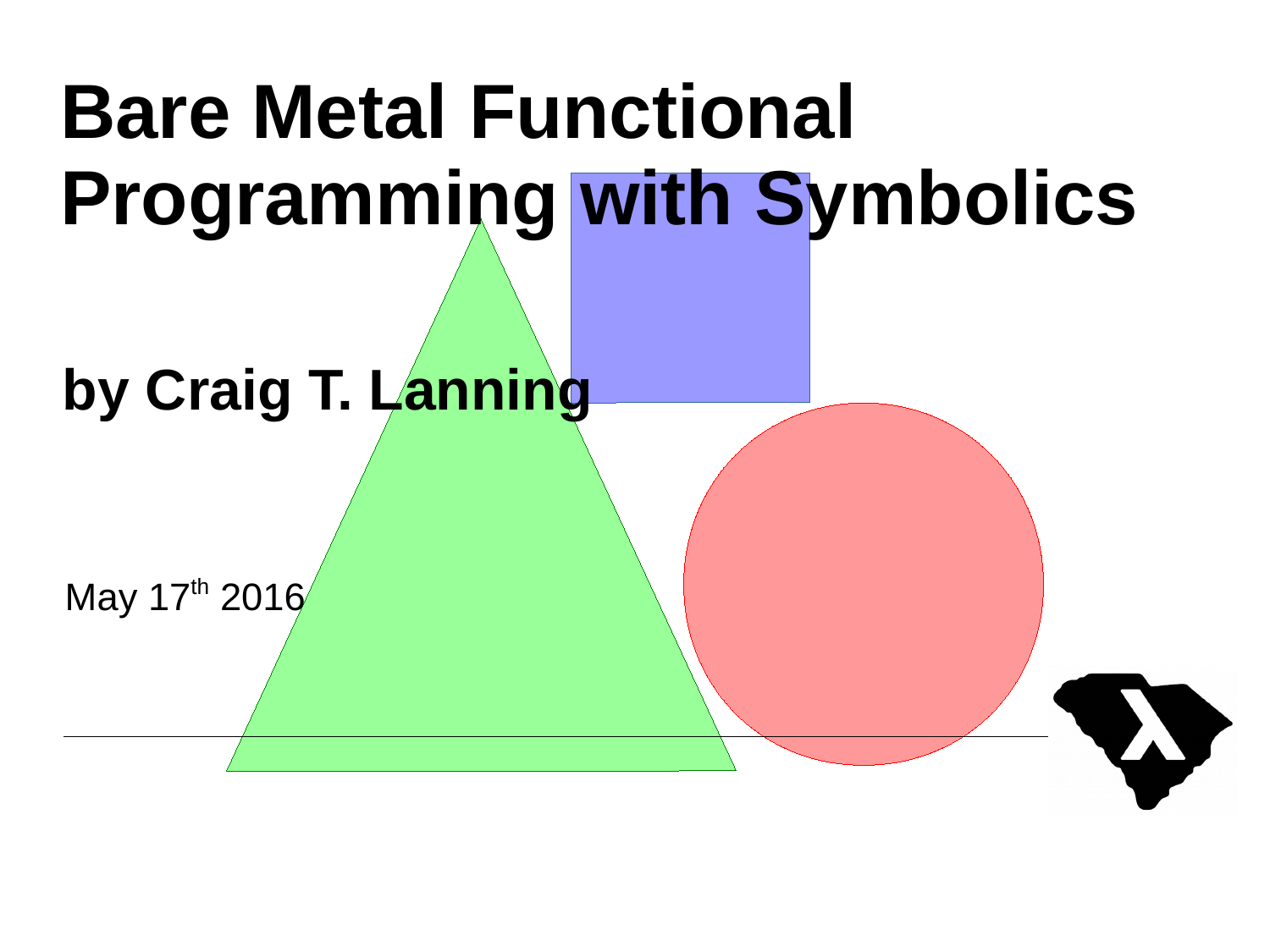# Bare Metal Functional Programming with Symbolics

## by Craig T. Lanning

May 17th 2016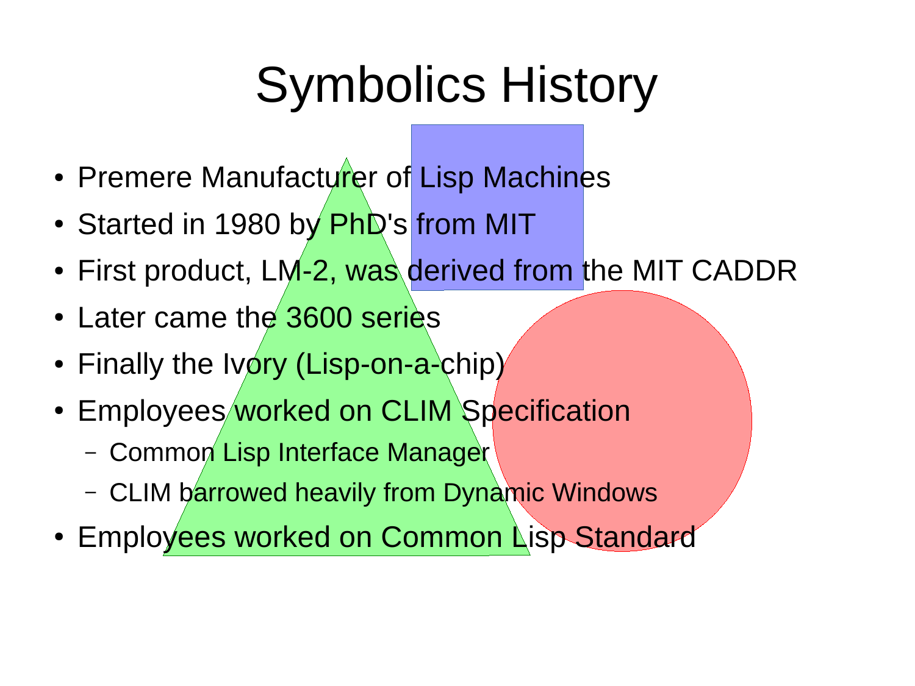# Symbolics History

- Premere Manufacturer of Lisp Machines
- Started in 1980 by PhD's from MIT
- First product, LM-2, was derived from the MIT CADDR
- Later came the 3600 series
- Finally the Ivory (Lisp-on-a-chip)
- Employees worked on CLIM Specification
  - Common Lisp Interface Manager
  - CLIM barrowed heavily from Dynamic Windows
- Employees worked on Common Lisp Standard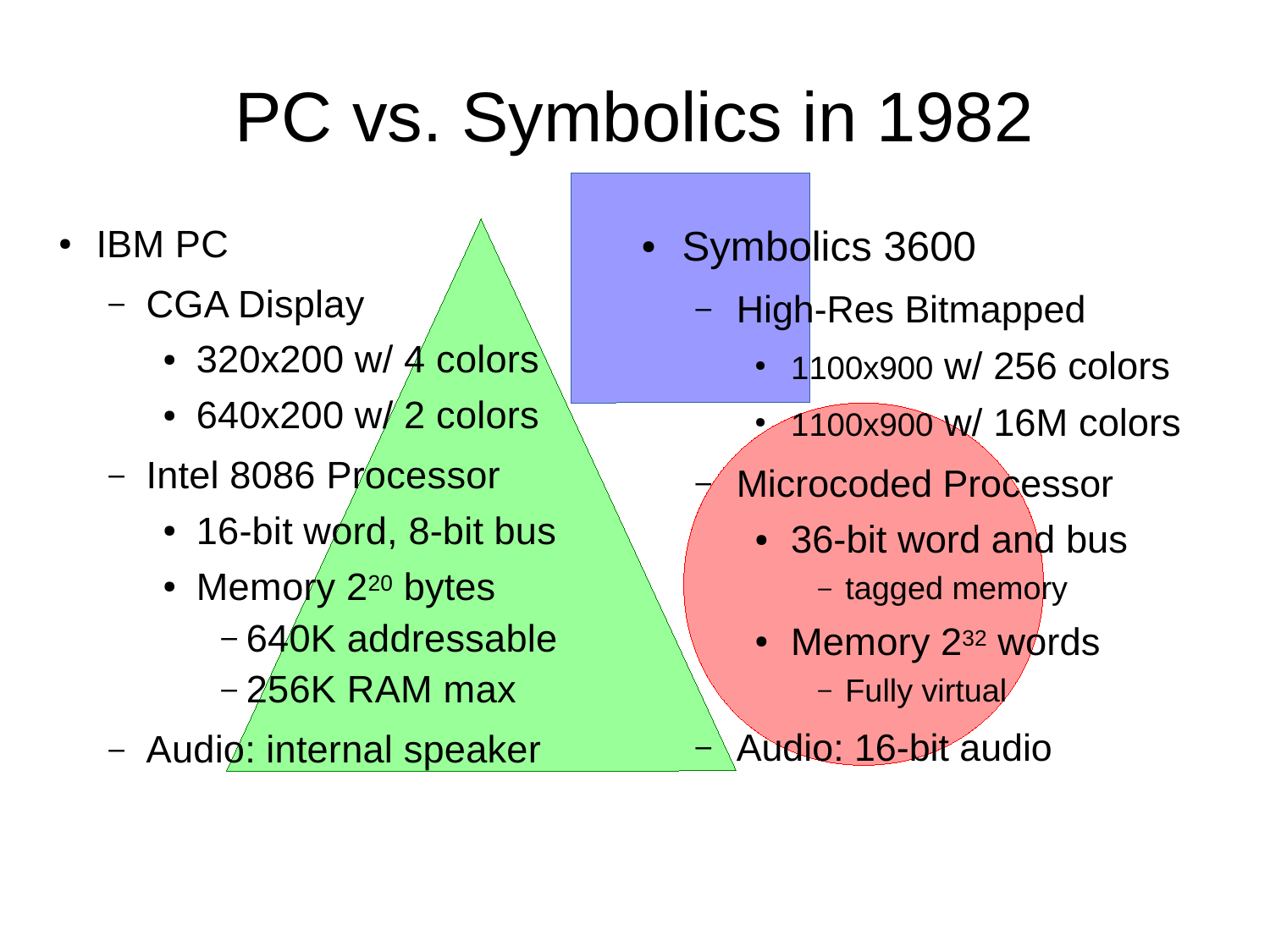# PC vs. Symbolics in 1982

- IBM PC
  - CGA Display
    - 320x200 w/ 4 colors
    - 640x200 w/ 2 colors
  - Intel 8086 Processor
    - 16-bit word, 8-bit bus
    - Memory $2^{20}$ bytes
      - 640K addressable
      - 256K RAM max
  - Audio: internal speaker

- Symbolics 3600
  - High-Res Bitmapped
    - 1100x900 w/ 256 colors
    - 1100x900 w/ 16M colors
  - Microcoded Processor
    - 36-bit word and bus
      - tagged memory
    - Memory $2^{32}$ words
      - Fully virtual
  - Audio: 16-bit audio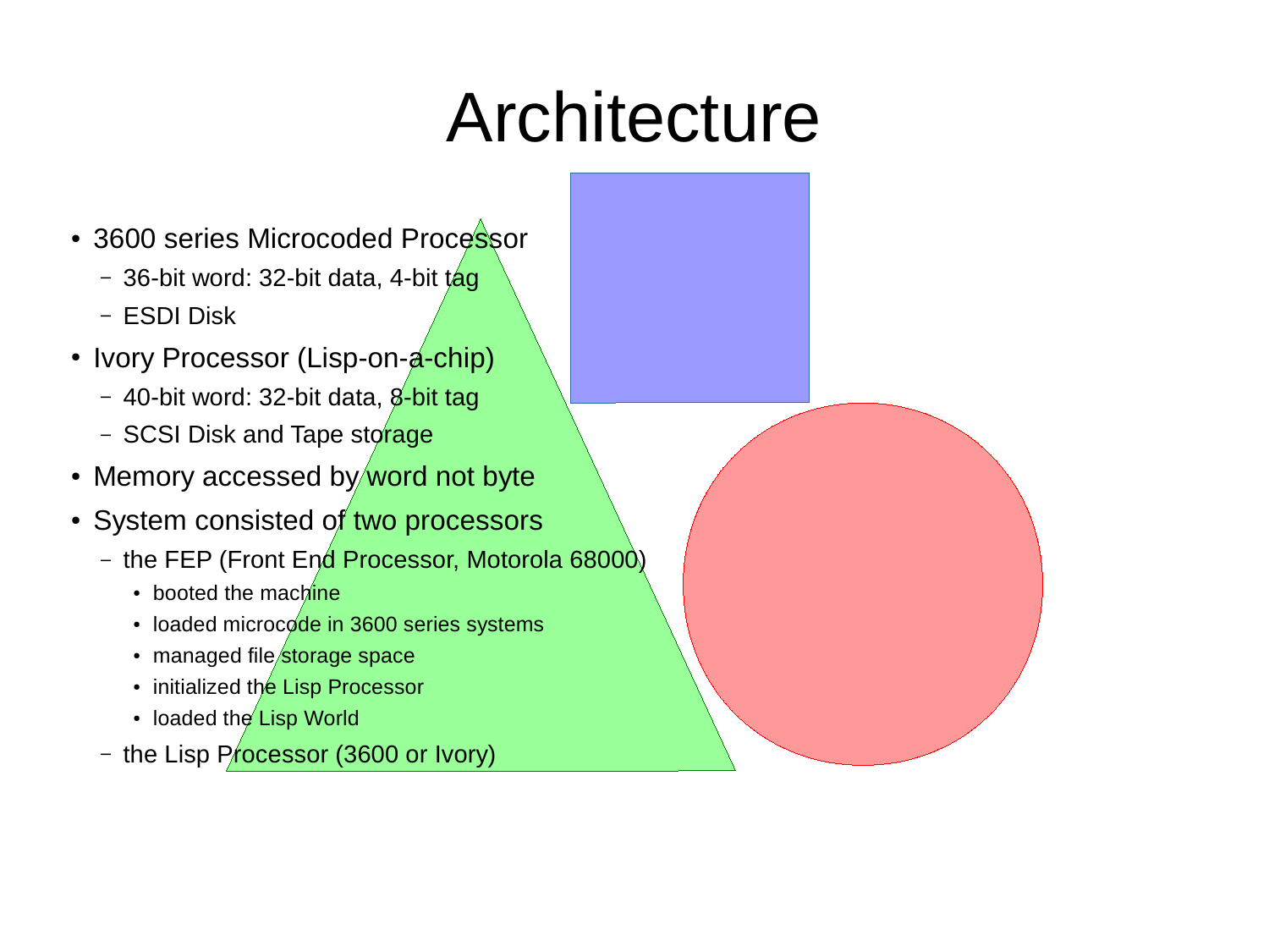# Architecture

- 3600 series Microcoded Processor
  - 36-bit word: 32-bit data, 4-bit tag
  - ESDI Disk
- Ivory Processor (Lisp-on-a-chip)
  - 40-bit word: 32-bit data, 8-bit tag
  - SCSI Disk and Tape storage
- Memory accessed by word not byte
- System consisted of two processors
  - the FEP (Front End Processor, Motorola 68000)
    - booted the machine
    - loaded microcode in 3600 series systems
    - managed file storage space
    - initialized the Lisp Processor
    - loaded the Lisp World
  - the Lisp Processor (3600 or Ivory)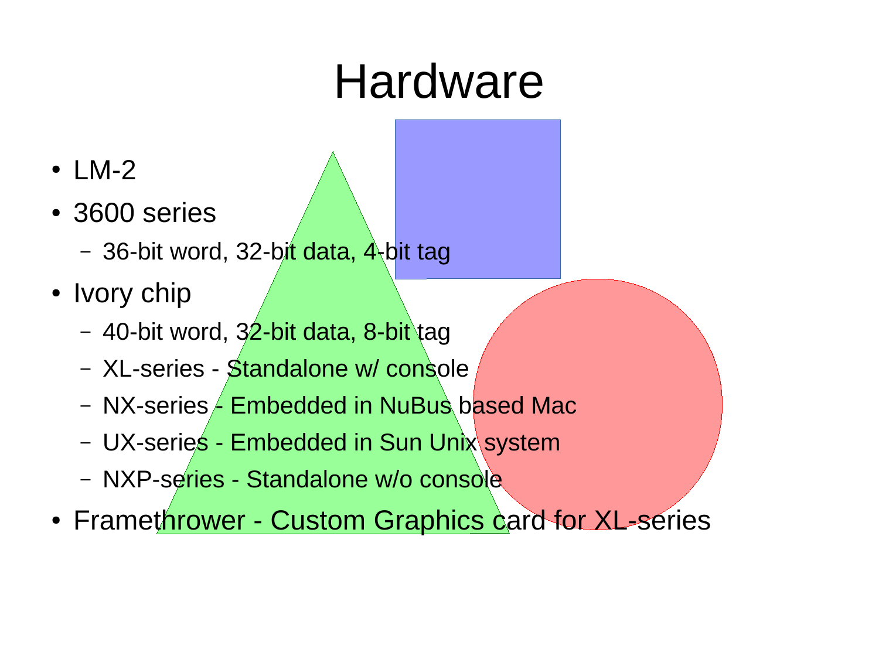# Hardware

- LM-2
- 3600 series
  - 36-bit word, 32-bit data, 4-bit tag
- Ivory chip
  - 40-bit word, 32-bit data, 8-bit tag
  - XL-series - Standalone w/ console
  - NX-series - Embedded in NuBus based Mac
  - UX-series - Embedded in Sun Unix system
  - NXP-series - Standalone w/o console
- Framethrower - Custom Graphics card for XL-series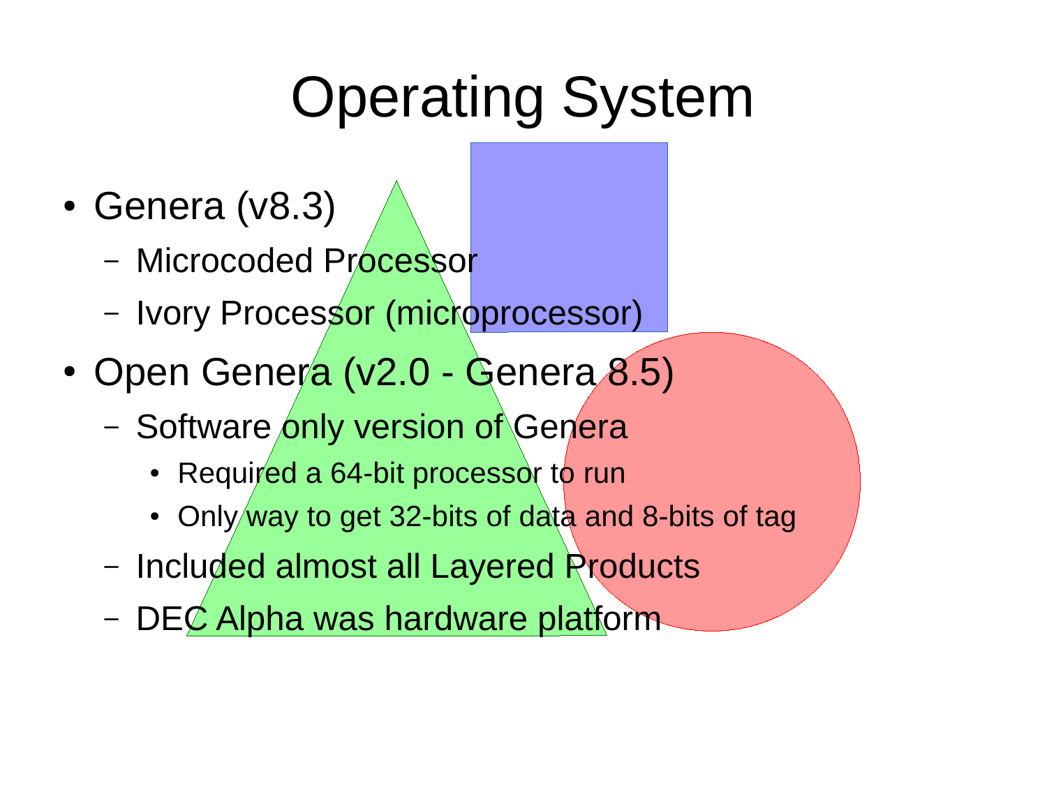# Operating System

- Genera (v8.3)
  - Microcoded Processor
  - Ivory Processor (microprocessor)
- Open Genera (v2.0 - Genera 8.5)
  - Software only version of Genera
    - Required a 64-bit processor to run
    - Only way to get 32-bits of data and 8-bits of tag
  - Included almost all Layered Products
  - DEC Alpha was hardware platform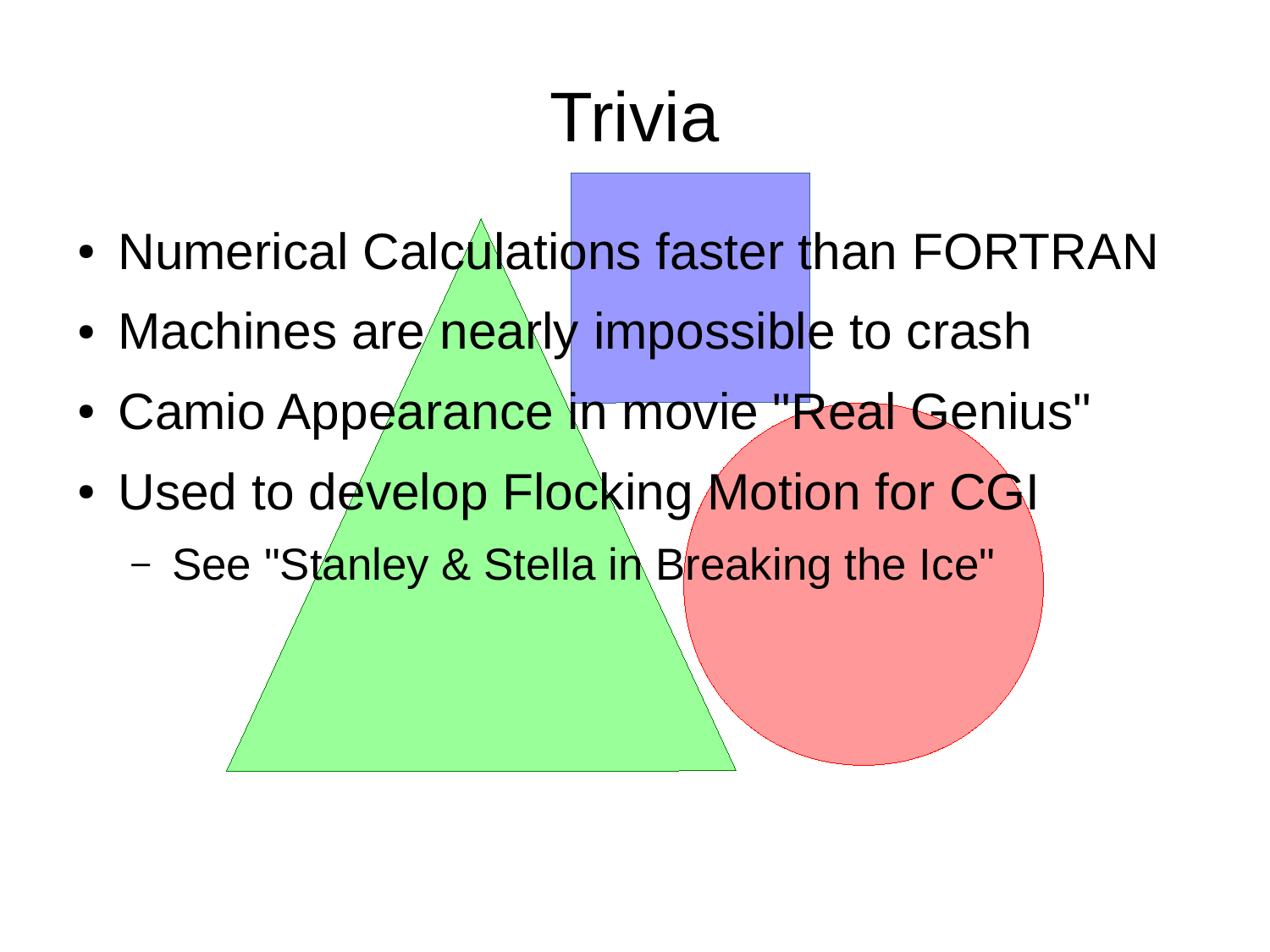# Trivia

- Numerical Calculations faster than FORTRAN
- Machines are nearly impossible to crash
- Camio Appearance in movie "Real Genius"
- Used to develop Flocking Motion for CGI
  - See "Stanley & Stella in Breaking the Ice"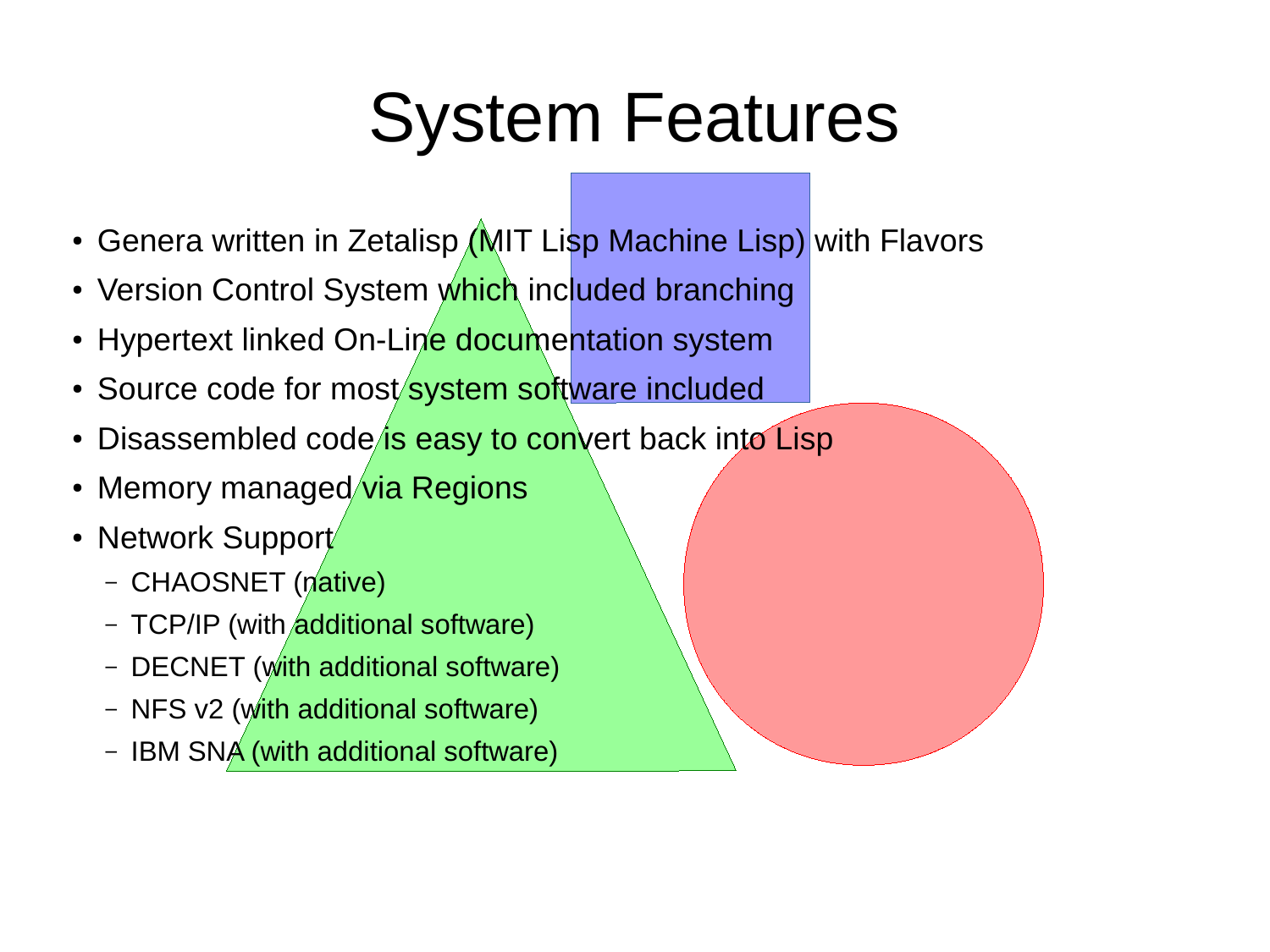# System Features

- Genera written in Zetalisp (MIT Lisp Machine Lisp) with Flavors
- Version Control System which included branching
- Hypertext linked On-Line documentation system
- Source code for most system software included
- Disassembled code is easy to convert back into Lisp
- Memory managed via Regions
- Network Support
  - CHAOSNET (native)
  - TCP/IP (with additional software)
  - DECNET (with additional software)
  - NFS v2 (with additional software)
  - IBM SNA (with additional software)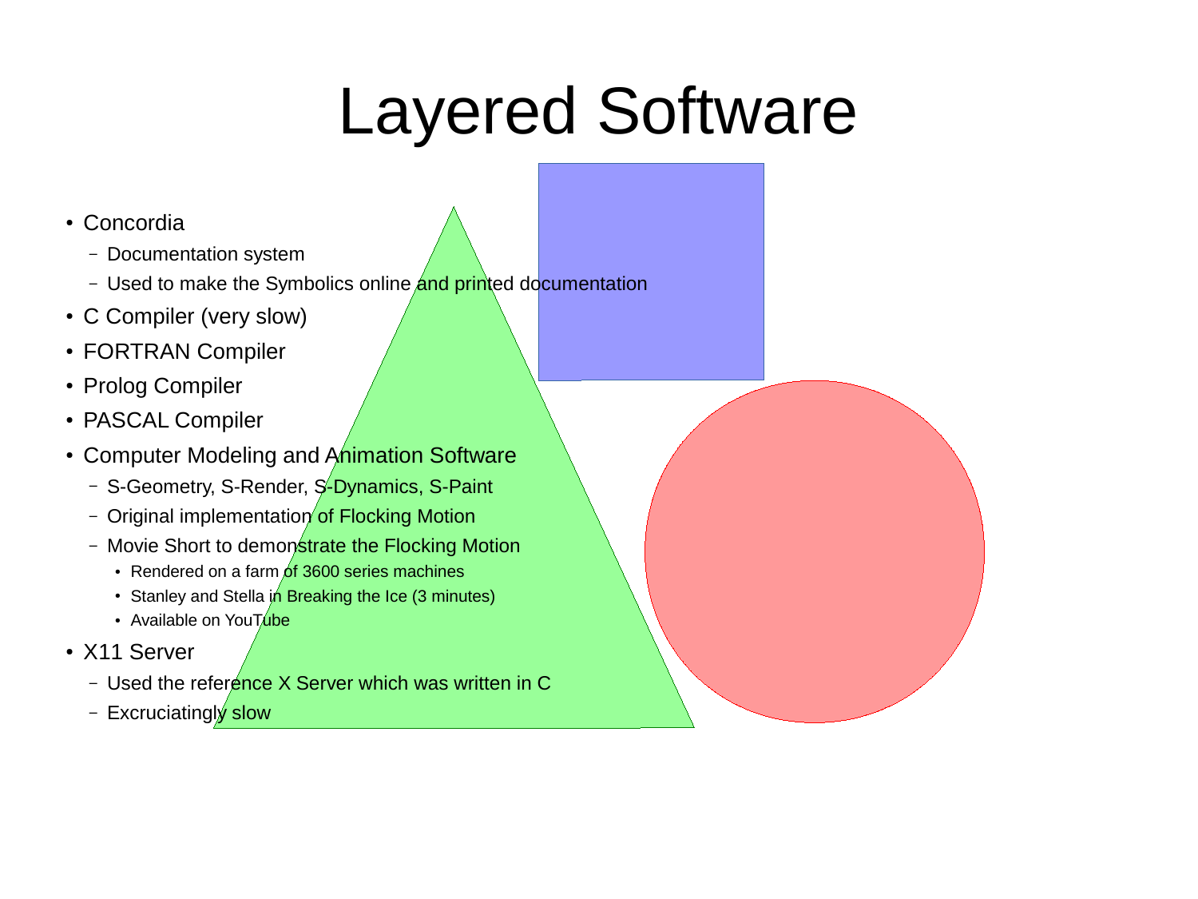# Layered Software

- Concordia
  - Documentation system
  - Used to make the Symbolics online and printed documentation
- C Compiler (very slow)
- FORTRAN Compiler
- Prolog Compiler
- PASCAL Compiler
- Computer Modeling and Animation Software
  - S-Geometry, S-Render, S-Dynamics, S-Paint
  - Original implementation of Flocking Motion
  - Movie Short to demonstrate the Flocking Motion
    - Rendered on a farm of 3600 series machines
    - Stanley and Stella in Breaking the Ice (3 minutes)
    - Available on YouTube
- X11 Server
  - Used the reference X Server which was written in C
  - Excruciatingly slow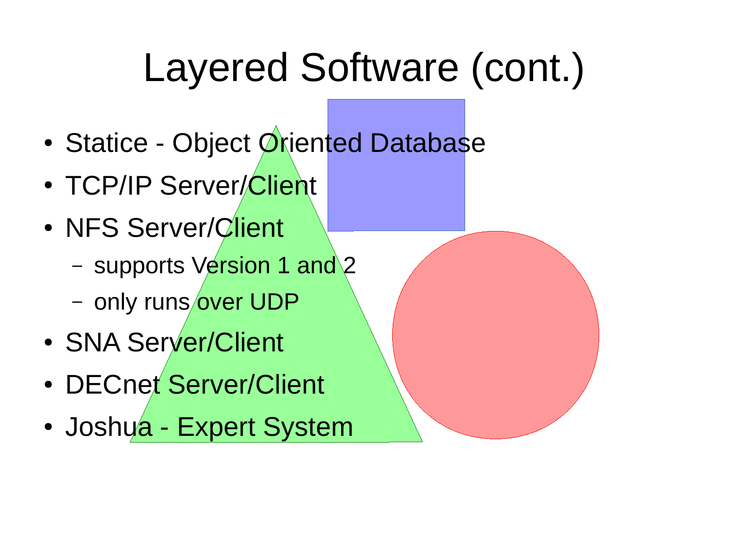# Layered Software (cont.)

- Statice - Object Oriented Database
- TCP/IP Server/Client
- NFS Server/Client
  - supports Version 1 and 2
  - only runs over UDP
- SNA Server/Client
- DECnet Server/Client
- Joshua - Expert System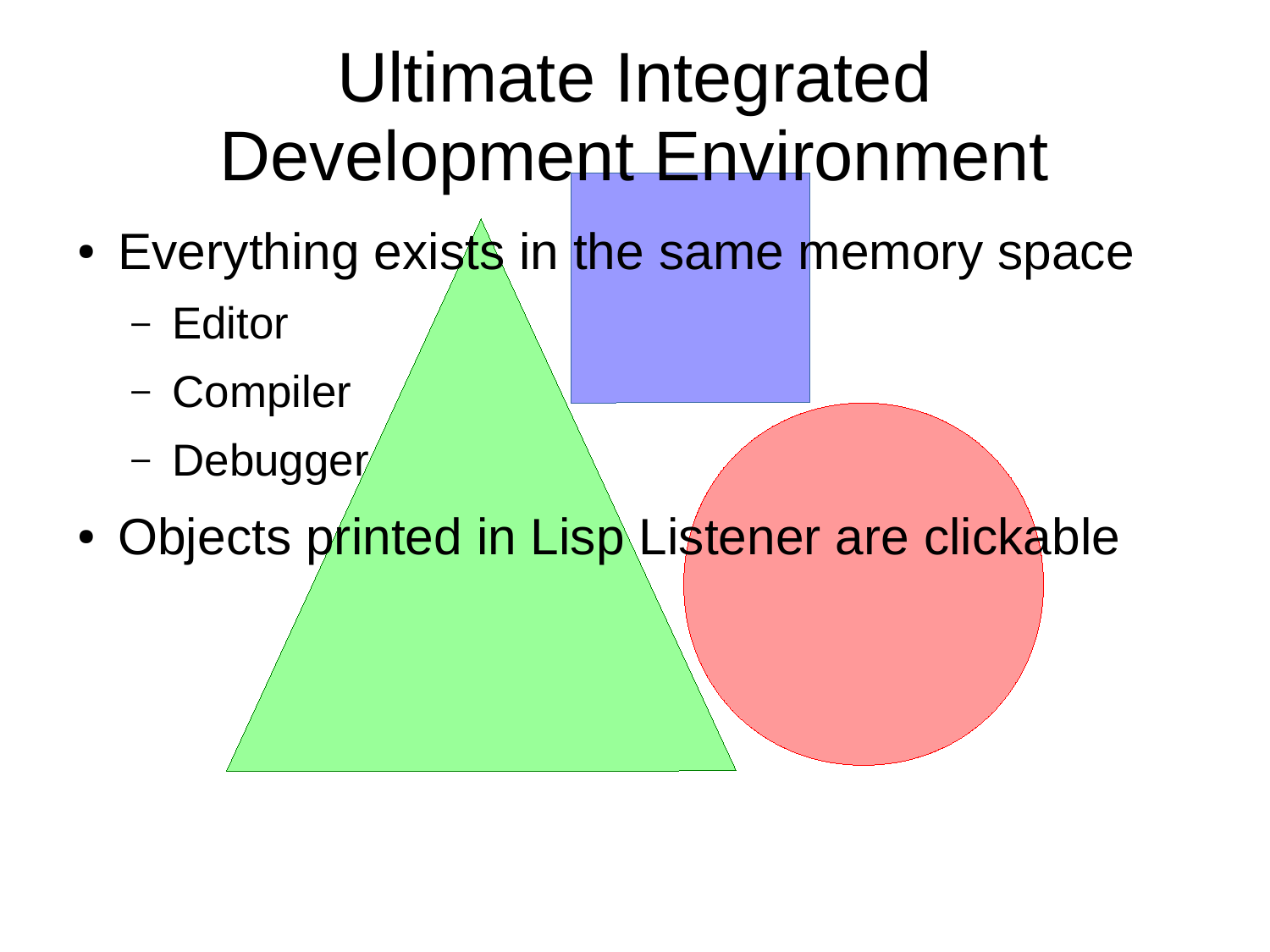# Ultimate Integrated Development Environment

- Everything exists in the same memory space
  - Editor
  - Compiler
  - Debugger
- Objects printed in Lisp Listener are clickable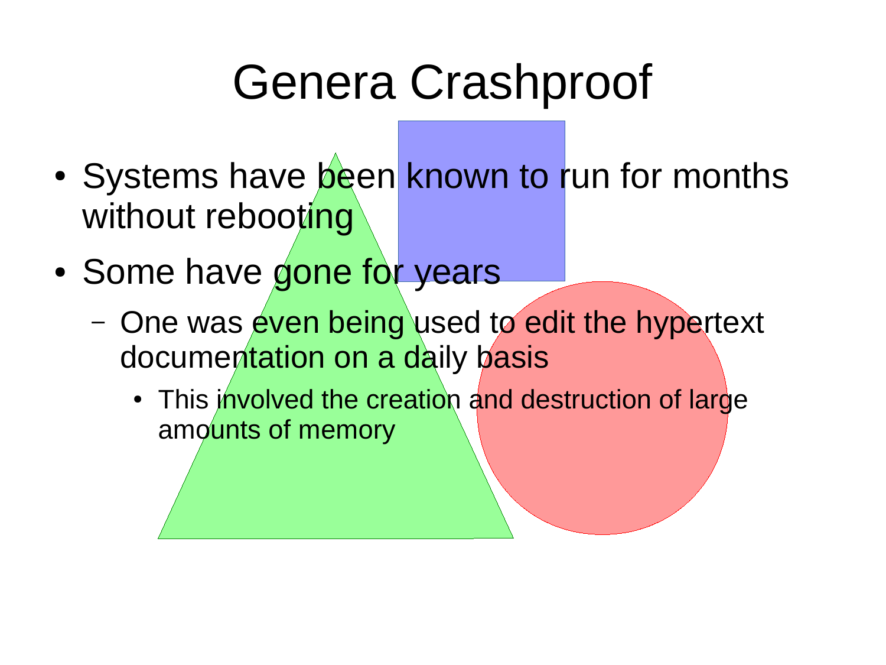# Genera Crashproof

- Systems have been known to run for months without rebooting
- Some have gone for years
  - One was even being used to edit the hypertext documentation on a daily basis
    - This involved the creation and destruction of large amounts of memory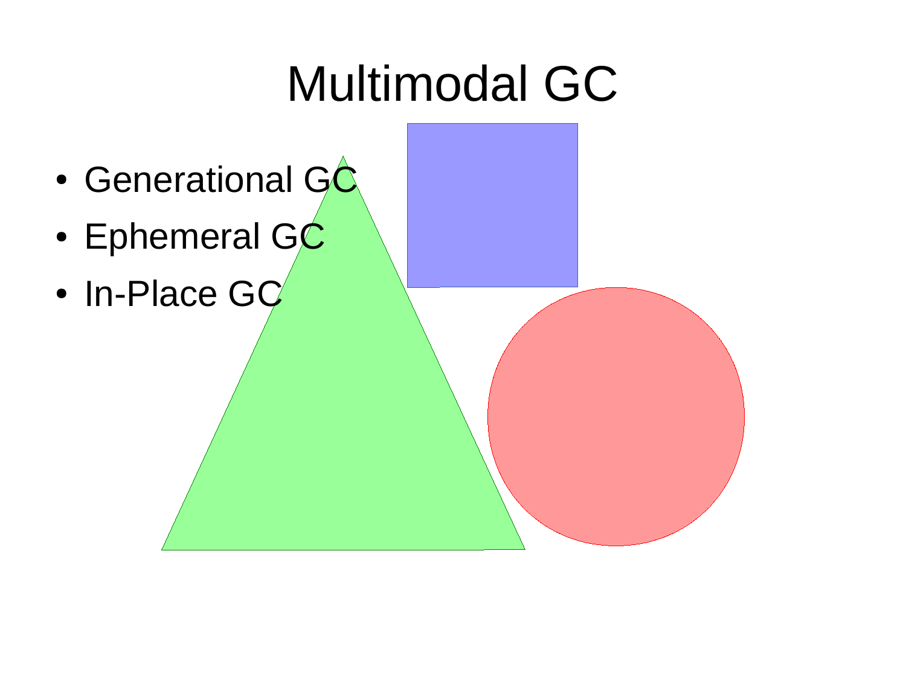# Multimodal GC

- Generational GC
- Ephemeral GC
- In-Place GC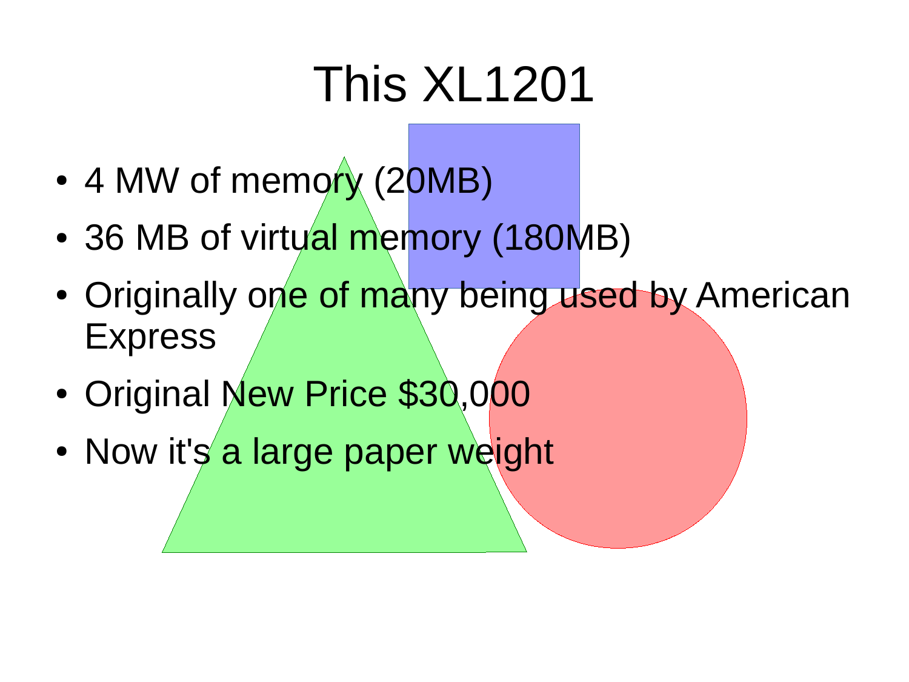# This XL1201

- 4 MW of memory (20MB)
- 36 MB of virtual memory (180MB)
- Originally one of many being used by American Express
- Original New Price $30,000
- Now it's a large paper weight